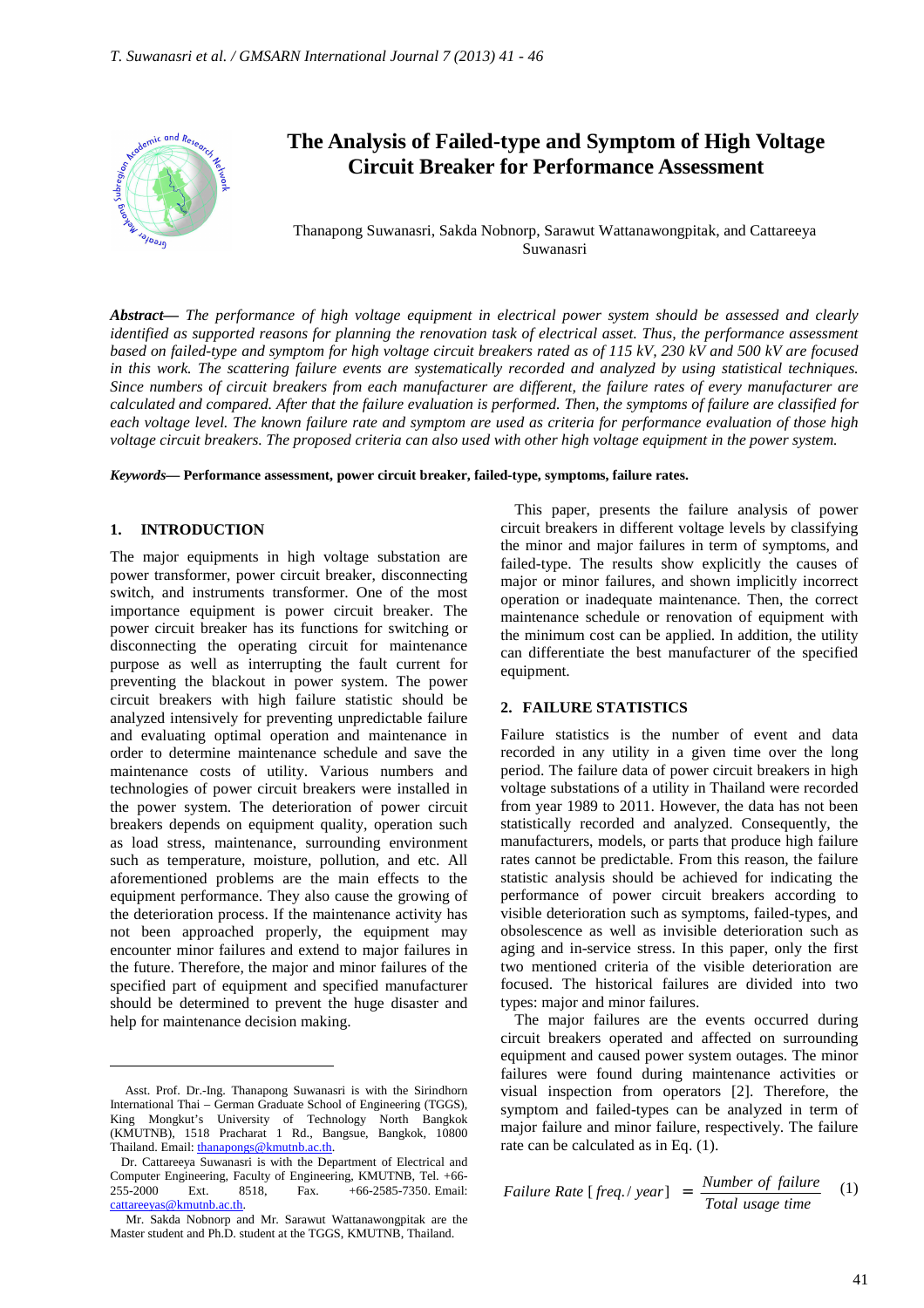# The Analysis of Failed-type and Symptom of High Voltage Circuit Breaker for Performance Assessment

Thanapong Suwanasri, Sakda Nobnorp, Sarawut Wattanawongpitak, and Cattareeya Suwanasri

***Abstract*—** *The performance of high voltage equipment in electrical power system should be assessed and clearly identified as supported reasons for planning the renovation task of electrical asset. Thus, the performance assessment based on failed-type and symptom for high voltage circuit breakers rated as of 115 kV, 230 kV and 500 kV are focused in this work. The scattering failure events are systematically recorded and analyzed by using statistical techniques. Since numbers of circuit breakers from each manufacturer are different, the failure rates of every manufacturer are calculated and compared. After that the failure evaluation is performed. Then, the symptoms of failure are classified for each voltage level. The known failure rate and symptom are used as criteria for performance evaluation of those high voltage circuit breakers. The proposed criteria can also used with other high voltage equipment in the power system.*

***Keywords*— Performance assessment, power circuit breaker, failed-type, symptoms, failure rates.**

## 1. INTRODUCTION

The major equipments in high voltage substation are power transformer, power circuit breaker, disconnecting switch, and instruments transformer. One of the most importance equipment is power circuit breaker. The power circuit breaker has its functions for switching or disconnecting the operating circuit for maintenance purpose as well as interrupting the fault current for preventing the blackout in power system. The power circuit breakers with high failure statistic should be analyzed intensively for preventing unpredictable failure and evaluating optimal operation and maintenance in order to determine maintenance schedule and save the maintenance costs of utility. Various numbers and technologies of power circuit breakers were installed in the power system. The deterioration of power circuit breakers depends on equipment quality, operation such as load stress, maintenance, surrounding environment such as temperature, moisture, pollution, and etc. All aforementioned problems are the main effects to the equipment performance. They also cause the growing of the deterioration process. If the maintenance activity has not been approached properly, the equipment may encounter minor failures and extend to major failures in the future. Therefore, the major and minor failures of the specified part of equipment and specified manufacturer should be determined to prevent the huge disaster and help for maintenance decision making.

This paper, presents the failure analysis of power circuit breakers in different voltage levels by classifying the minor and major failures in term of symptoms, and failed-type. The results show explicitly the causes of major or minor failures, and shown implicitly incorrect operation or inadequate maintenance. Then, the correct maintenance schedule or renovation of equipment with the minimum cost can be applied. In addition, the utility can differentiate the best manufacturer of the specified equipment.

## 2. FAILURE STATISTICS

Failure statistics is the number of event and data recorded in any utility in a given time over the long period. The failure data of power circuit breakers in high voltage substations of a utility in Thailand were recorded from year 1989 to 2011. However, the data has not been statistically recorded and analyzed. Consequently, the manufacturers, models, or parts that produce high failure rates cannot be predictable. From this reason, the failure statistic analysis should be achieved for indicating the performance of power circuit breakers according to visible deterioration such as symptoms, failed-types, and obsolescence as well as invisible deterioration such as aging and in-service stress. In this paper, only the first two mentioned criteria of the visible deterioration are focused. The historical failures are divided into two types: major and minor failures.

The major failures are the events occurred during circuit breakers operated and affected on surrounding equipment and caused power system outages. The minor failures were found during maintenance activities or visual inspection from operators [2]. Therefore, the symptom and failed-types can be analyzed in term of major failure and minor failure, respectively. The failure rate can be calculated as in Eq. (1).

$$Failure\ Rate\ [\,freq./\,year\,] \;=\; \frac{Number\ of\ failure}{Total\ usage\ time} \qquad (1)$$

---

Asst. Prof. Dr.-Ing. Thanapong Suwanasri is with the Sirindhorn International Thai – German Graduate School of Engineering (TGGS), King Mongkut's University of Technology North Bangkok (KMUTNB), 1518 Pracharat 1 Rd., Bangsue, Bangkok, 10800 Thailand. Email: thanapongs@kmutnb.ac.th.

Dr. Cattareeya Suwanasri is with the Department of Electrical and Computer Engineering, Faculty of Engineering, KMUTNB, Tel. +66-255-2000 Ext. 8518, Fax. +66-2585-7350. Email: cattareeyas@kmutnb.ac.th.

Mr. Sakda Nobnorp and Mr. Sarawut Wattanawongpitak are the Master student and Ph.D. student at the TGGS, KMUTNB, Thailand.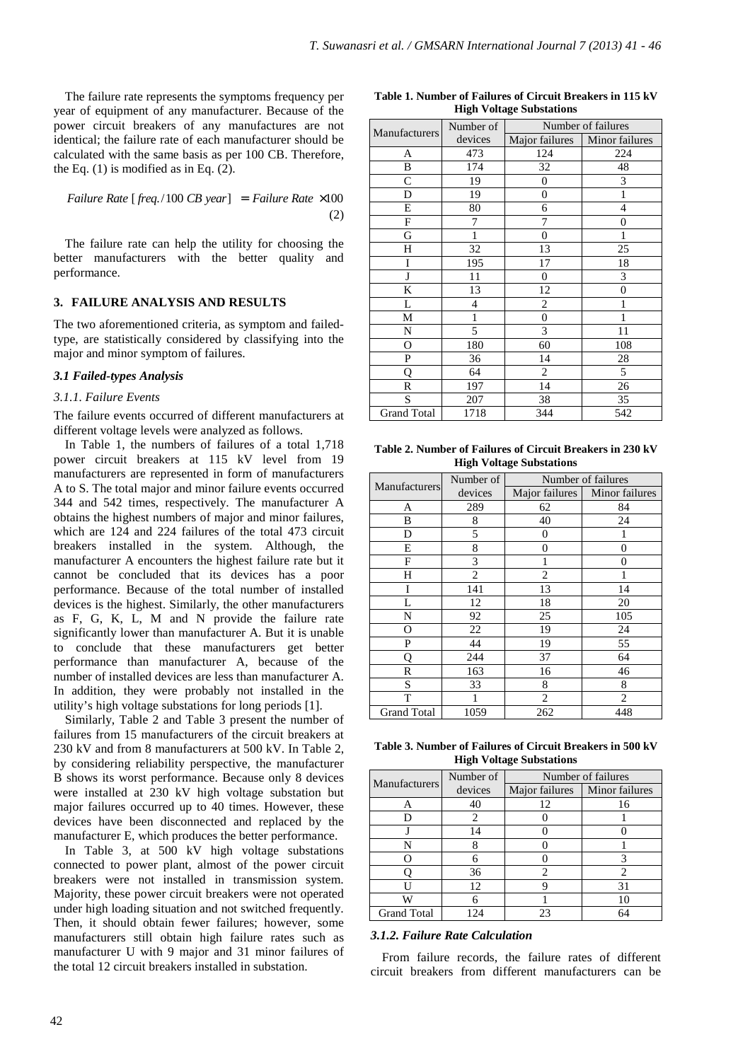The failure rate represents the symptoms frequency per year of equipment of any manufacturer. Because of the power circuit breakers of any manufactures are not identical; the failure rate of each manufacturer should be calculated with the same basis as per 100 CB. Therefore, the Eq. (1) is modified as in Eq. (2).

$$Failure\ Rate\ [\,freq./100\ CB\ year\,] = Failure\ Rate \times 100 \tag{2}$$

The failure rate can help the utility for choosing the better manufacturers with the better quality and performance.

## 3. FAILURE ANALYSIS AND RESULTS

The two aforementioned criteria, as symptom and failed-type, are statistically considered by classifying into the major and minor symptom of failures.

### *3.1 Failed-types Analysis*

#### *3.1.1. Failure Events*

The failure events occurred of different manufacturers at different voltage levels were analyzed as follows.

In Table 1, the numbers of failures of a total 1,718 power circuit breakers at 115 kV level from 19 manufacturers are represented in form of manufacturers A to S. The total major and minor failure events occurred 344 and 542 times, respectively. The manufacturer A obtains the highest numbers of major and minor failures, which are 124 and 224 failures of the total 473 circuit breakers installed in the system. Although, the manufacturer A encounters the highest failure rate but it cannot be concluded that its devices has a poor performance. Because of the total number of installed devices is the highest. Similarly, the other manufacturers as F, G, K, L, M and N provide the failure rate significantly lower than manufacturer A. But it is unable to conclude that these manufacturers get better performance than manufacturer A, because of the number of installed devices are less than manufacturer A. In addition, they were probably not installed in the utility's high voltage substations for long periods [1].

Similarly, Table 2 and Table 3 present the number of failures from 15 manufacturers of the circuit breakers at 230 kV and from 8 manufacturers at 500 kV. In Table 2, by considering reliability perspective, the manufacturer B shows its worst performance. Because only 8 devices were installed at 230 kV high voltage substation but major failures occurred up to 40 times. However, these devices have been disconnected and replaced by the manufacturer E, which produces the better performance.

In Table 3, at 500 kV high voltage substations connected to power plant, almost of the power circuit breakers were not installed in transmission system. Majority, these power circuit breakers were not operated under high loading situation and not switched frequently. Then, it should obtain fewer failures; however, some manufacturers still obtain high failure rates such as manufacturer U with 9 major and 31 minor failures of the total 12 circuit breakers installed in substation.

**Table 1. Number of Failures of Circuit Breakers in 115 kV High Voltage Substations**

| Manufacturers | Number of devices | Number of failures | |
|---|---|---|---|
| | | Major failures | Minor failures |
| A | 473 | 124 | 224 |
| B | 174 | 32 | 48 |
| C | 19 | 0 | 3 |
| D | 19 | 0 | 1 |
| E | 80 | 6 | 4 |
| F | 7 | 7 | 0 |
| G | 1 | 0 | 1 |
| H | 32 | 13 | 25 |
| I | 195 | 17 | 18 |
| J | 11 | 0 | 3 |
| K | 13 | 12 | 0 |
| L | 4 | 2 | 1 |
| M | 1 | 0 | 1 |
| N | 5 | 3 | 11 |
| O | 180 | 60 | 108 |
| P | 36 | 14 | 28 |
| Q | 64 | 2 | 5 |
| R | 197 | 14 | 26 |
| S | 207 | 38 | 35 |
| Grand Total | 1718 | 344 | 542 |

**Table 2. Number of Failures of Circuit Breakers in 230 kV High Voltage Substations**

| Manufacturers | Number of devices | Number of failures | |
|---|---|---|---|
| | | Major failures | Minor failures |
| A | 289 | 62 | 84 |
| B | 8 | 40 | 24 |
| D | 5 | 0 | 1 |
| E | 8 | 0 | 0 |
| F | 3 | 1 | 0 |
| H | 2 | 2 | 1 |
| I | 141 | 13 | 14 |
| L | 12 | 18 | 20 |
| N | 92 | 25 | 105 |
| O | 22 | 19 | 24 |
| P | 44 | 19 | 55 |
| Q | 244 | 37 | 64 |
| R | 163 | 16 | 46 |
| S | 33 | 8 | 8 |
| T | 1 | 2 | 2 |
| Grand Total | 1059 | 262 | 448 |

**Table 3. Number of Failures of Circuit Breakers in 500 kV High Voltage Substations**

| Manufacturers | Number of devices | Number of failures | |
|---|---|---|---|
| | | Major failures | Minor failures |
| A | 40 | 12 | 16 |
| D | 2 | 0 | 1 |
| J | 14 | 0 | 0 |
| N | 8 | 0 | 1 |
| O | 6 | 0 | 3 |
| Q | 36 | 2 | 2 |
| U | 12 | 9 | 31 |
| W | 6 | 1 | 10 |
| Grand Total | 124 | 23 | 64 |

#### *3.1.2. Failure Rate Calculation*

From failure records, the failure rates of different circuit breakers from different manufacturers can be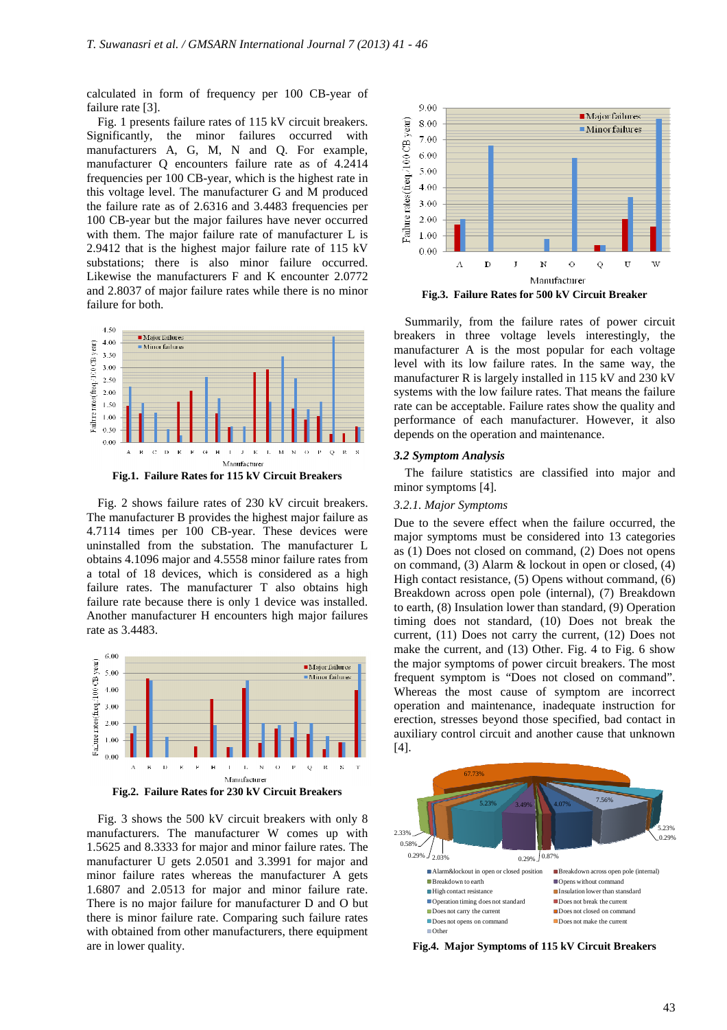calculated in form of frequency per 100 CB-year of failure rate [3].

Fig. 1 presents failure rates of 115 kV circuit breakers. Significantly, the minor failures occurred with manufacturers A, G, M, N and Q. For example, manufacturer Q encounters failure rate as of 4.2414 frequencies per 100 CB-year, which is the highest rate in this voltage level. The manufacturer G and M produced the failure rate as of 2.6316 and 3.4483 frequencies per 100 CB-year but the major failures have never occurred with them. The major failure rate of manufacturer L is 2.9412 that is the highest major failure rate of 115 kV substations; there is also minor failure occurred. Likewise the manufacturers F and K encounter 2.0772 and 2.8037 of major failure rates while there is no minor failure for both.

**Fig.1. Failure Rates for 115 kV Circuit Breakers**

Fig. 2 shows failure rates of 230 kV circuit breakers. The manufacturer B provides the highest major failure as 4.7114 times per 100 CB-year. These devices were uninstalled from the substation. The manufacturer L obtains 4.1096 major and 4.5558 minor failure rates from a total of 18 devices, which is considered as a high failure rates. The manufacturer T also obtains high failure rate because there is only 1 device was installed. Another manufacturer H encounters high major failures rate as 3.4483.

**Fig.2. Failure Rates for 230 kV Circuit Breakers**

Fig. 3 shows the 500 kV circuit breakers with only 8 manufacturers. The manufacturer W comes up with 1.5625 and 8.3333 for major and minor failure rates. The manufacturer U gets 2.0501 and 3.3991 for major and minor failure rates whereas the manufacturer A gets 1.6807 and 2.0513 for major and minor failure rate. There is no major failure for manufacturer D and O but there is minor failure rate. Comparing such failure rates with obtained from other manufacturers, there equipment are in lower quality.

**Fig.3. Failure Rates for 500 kV Circuit Breaker**

Summarily, from the failure rates of power circuit breakers in three voltage levels interestingly, the manufacturer A is the most popular for each voltage level with its low failure rates. In the same way, the manufacturer R is largely installed in 115 kV and 230 kV systems with the low failure rates. That means the failure rate can be acceptable. Failure rates show the quality and performance of each manufacturer. However, it also depends on the operation and maintenance.

### *3.2 Symptom Analysis*

The failure statistics are classified into major and minor symptoms [4].

#### *3.2.1. Major Symptoms*

Due to the severe effect when the failure occurred, the major symptoms must be considered into 13 categories as (1) Does not closed on command, (2) Does not opens on command, (3) Alarm & lockout in open or closed, (4) High contact resistance, (5) Opens without command, (6) Breakdown across open pole (internal), (7) Breakdown to earth, (8) Insulation lower than standard, (9) Operation timing does not standard, (10) Does not break the current, (11) Does not carry the current, (12) Does not make the current, and (13) Other. Fig. 4 to Fig. 6 show the major symptoms of power circuit breakers. The most frequent symptom is "Does not closed on command". Whereas the most cause of symptom are incorrect operation and maintenance, inadequate instruction for erection, stresses beyond those specified, bad contact in auxiliary control circuit and another cause that unknown [4].

**Fig.4. Major Symptoms of 115 kV Circuit Breakers**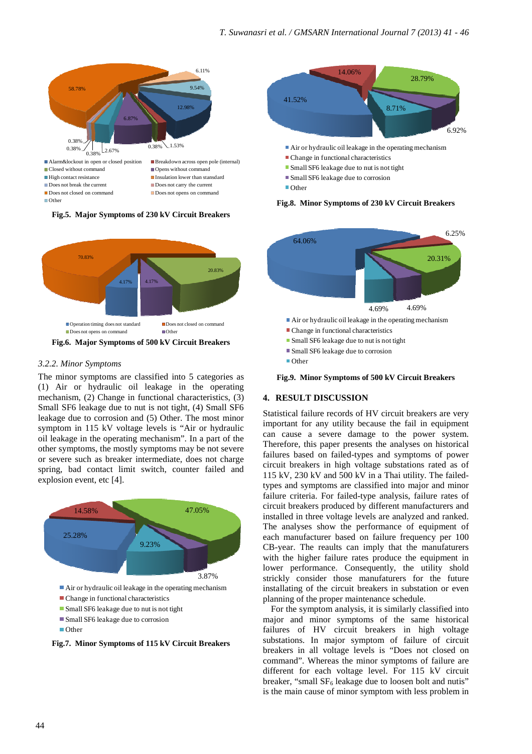■ Alarm&lockout in open or closed position
■ Breakdown across open pole (internal)
■ Closed without command
■ Opens without command
■ High contact resistance
■ Insulation lower than standard
■ Does not break the current
■ Does not carry the current
■ Does not closed on command
■ Does not opens on command
■ Other

**Fig.5. Major Symptoms of 230 kV Circuit Breakers**

■ Operation timing does not standard
■ Does not closed on command
■ Does not opens on command
■ Other

**Fig.6. Major Symptoms of 500 kV Circuit Breakers**

### 3.2.2. Minor Symptoms

The minor symptoms are classified into 5 categories as (1) Air or hydraulic oil leakage in the operating mechanism, (2) Change in functional characteristics, (3) Small SF6 leakage due to nut is not tight, (4) Small SF6 leakage due to corrosion and (5) Other. The most minor symptom in 115 kV voltage levels is "Air or hydraulic oil leakage in the operating mechanism". In a part of the other symptoms, the mostly symptoms may be not severe or severe such as breaker intermediate, does not charge spring, bad contact limit switch, counter failed and explosion event, etc [4].

■ Air or hydraulic oil leakage in the operating mechanism
■ Change in functional characteristics
■ Small SF6 leakage due to nut is not tight
■ Small SF6 leakage due to corrosion
■ Other

**Fig.7. Minor Symptoms of 115 kV Circuit Breakers**

■ Air or hydraulic oil leakage in the operating mechanism
■ Change in functional characteristics
■ Small SF6 leakage due to nut is not tight
■ Small SF6 leakage due to corrosion
■ Other

**Fig.8. Minor Symptoms of 230 kV Circuit Breakers**

■ Air or hydraulic oil leakage in the operating mechanism
■ Change in functional characteristics
■ Small SF6 leakage due to nut is not tight
■ Small SF6 leakage due to corrosion
■ Other

**Fig.9. Minor Symptoms of 500 kV Circuit Breakers**

## 4. RESULT DISCUSSION

Statistical failure records of HV circuit breakers are very important for any utility because the fail in equipment can cause a severe damage to the power system. Therefore, this paper presents the analyses on historical failures based on failed-types and symptoms of power circuit breakers in high voltage substations rated as of 115 kV, 230 kV and 500 kV in a Thai utility. The failed-types and symptoms are classified into major and minor failure criteria. For failed-type analysis, failure rates of circuit breakers produced by different manufacturers and installed in three voltage levels are analyzed and ranked. The analyses show the performance of equipment of each manufacturer based on failure frequency per 100 CB-year. The reaults can imply that the manufaturers with the higher failure rates produce the equipment in lower performance. Consequently, the utility shold strickly consider those manufaturers for the future installating of the circuit breakers in substation or even planning of the proper maintenance schedule.

For the symptom analysis, it is similarly classified into major and minor symptoms of the same historical failures of HV circuit breakers in high voltage substations. In major symptom of failure of circuit breakers in all voltage levels is "Does not closed on command". Whereas the minor symptoms of failure are different for each voltage level. For 115 kV circuit breaker, "small $SF_6$ leakage due to loosen bolt and nutis" is the main cause of minor symptom with less problem in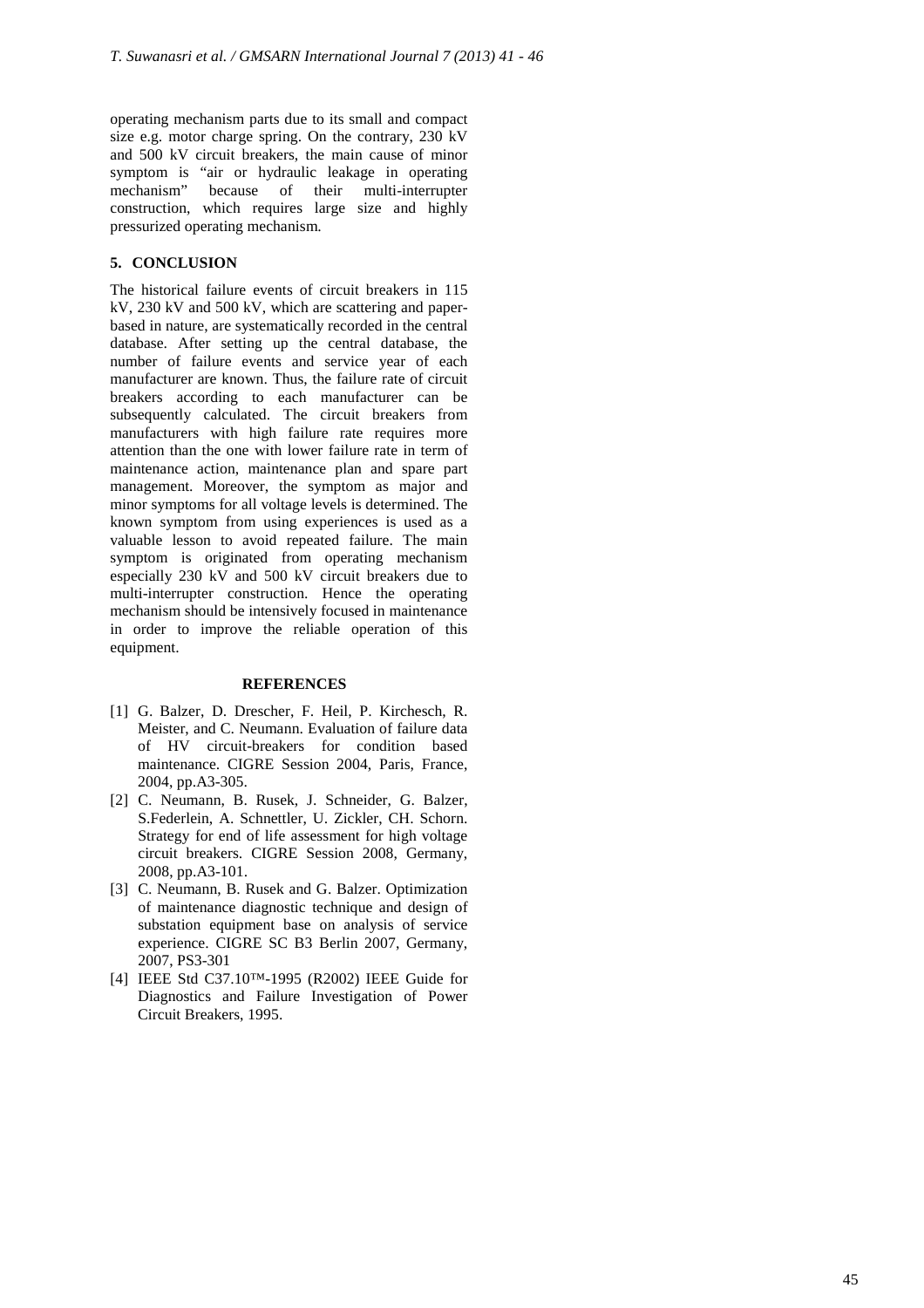operating mechanism parts due to its small and compact size e.g. motor charge spring. On the contrary, 230 kV and 500 kV circuit breakers, the main cause of minor symptom is "air or hydraulic leakage in operating mechanism" because of their multi-interrupter construction, which requires large size and highly pressurized operating mechanism.

## 5. CONCLUSION

The historical failure events of circuit breakers in 115 kV, 230 kV and 500 kV, which are scattering and paper-based in nature, are systematically recorded in the central database. After setting up the central database, the number of failure events and service year of each manufacturer are known. Thus, the failure rate of circuit breakers according to each manufacturer can be subsequently calculated. The circuit breakers from manufacturers with high failure rate requires more attention than the one with lower failure rate in term of maintenance action, maintenance plan and spare part management. Moreover, the symptom as major and minor symptoms for all voltage levels is determined. The known symptom from using experiences is used as a valuable lesson to avoid repeated failure. The main symptom is originated from operating mechanism especially 230 kV and 500 kV circuit breakers due to multi-interrupter construction. Hence the operating mechanism should be intensively focused in maintenance in order to improve the reliable operation of this equipment.

## REFERENCES

[1] G. Balzer, D. Drescher, F. Heil, P. Kirchesch, R. Meister, and C. Neumann. Evaluation of failure data of HV circuit-breakers for condition based maintenance. CIGRE Session 2004, Paris, France, 2004, pp.A3-305.

[2] C. Neumann, B. Rusek, J. Schneider, G. Balzer, S.Federlein, A. Schnettler, U. Zickler, CH. Schorn. Strategy for end of life assessment for high voltage circuit breakers. CIGRE Session 2008, Germany, 2008, pp.A3-101.

[3] C. Neumann, B. Rusek and G. Balzer. Optimization of maintenance diagnostic technique and design of substation equipment base on analysis of service experience. CIGRE SC B3 Berlin 2007, Germany, 2007, PS3-301

[4] IEEE Std C37.10™-1995 (R2002) IEEE Guide for Diagnostics and Failure Investigation of Power Circuit Breakers, 1995.